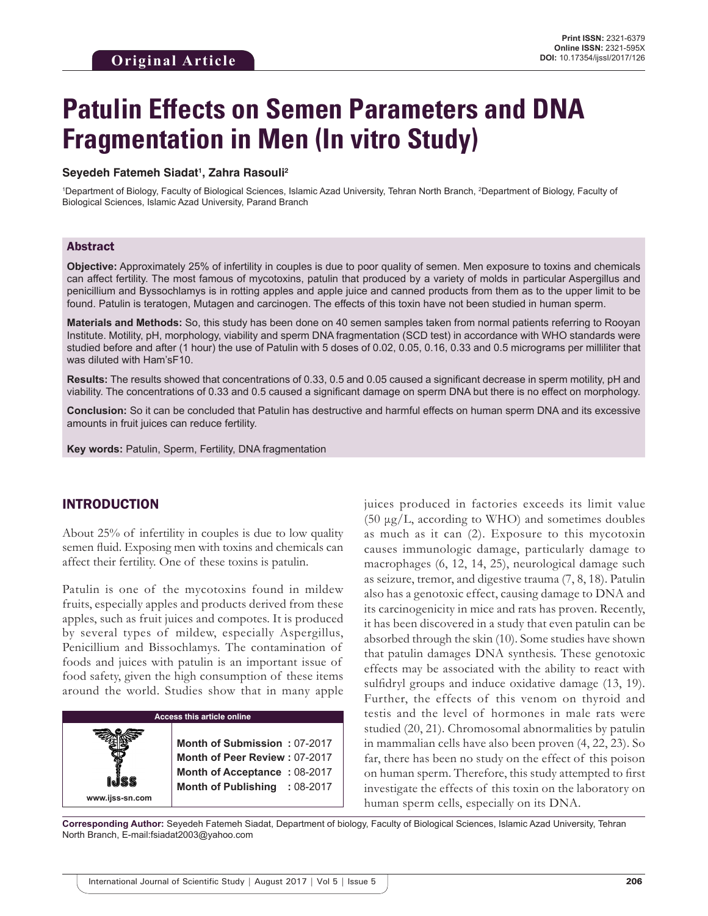Original Article

Print ISSN: 2321-6379
Online ISSN: 2321-595X
DOI: 10.17354/ijssI/2017/126

# Patulin Effects on Semen Parameters and DNA Fragmentation in Men (In vitro Study)

**Seyedeh Fatemeh Siadat[1], Zahra Rasouli[2]**

[1]Department of Biology, Faculty of Biological Sciences, Islamic Azad University, Tehran North Branch, [2]Department of Biology, Faculty of Biological Sciences, Islamic Azad University, Parand Branch

## Abstract

**Objective:** Approximately 25% of infertility in couples is due to poor quality of semen. Men exposure to toxins and chemicals can affect fertility. The most famous of mycotoxins, patulin that produced by a variety of molds in particular Aspergillus and penicillium and Byssochlamys is in rotting apples and apple juice and canned products from them as to the upper limit to be found. Patulin is teratogen, Mutagen and carcinogen. The effects of this toxin have not been studied in human sperm.

**Materials and Methods:** So, this study has been done on 40 semen samples taken from normal patients referring to Rooyan Institute. Motility, pH, morphology, viability and sperm DNA fragmentation (SCD test) in accordance with WHO standards were studied before and after (1 hour) the use of Patulin with 5 doses of 0.02, 0.05, 0.16, 0.33 and 0.5 micrograms per milliliter that was diluted with Ham'sF10.

**Results:** The results showed that concentrations of 0.33, 0.5 and 0.05 caused a significant decrease in sperm motility, pH and viability. The concentrations of 0.33 and 0.5 caused a significant damage on sperm DNA but there is no effect on morphology.

**Conclusion:** So it can be concluded that Patulin has destructive and harmful effects on human sperm DNA and its excessive amounts in fruit juices can reduce fertility.

**Key words:** Patulin, Sperm, Fertility, DNA fragmentation

## INTRODUCTION

About 25% of infertility in couples is due to low quality semen fluid. Exposing men with toxins and chemicals can affect their fertility. One of these toxins is patulin.

Patulin is one of the mycotoxins found in mildew fruits, especially apples and products derived from these apples, such as fruit juices and compotes. It is produced by several types of mildew, especially Aspergillus, Penicillium and Bissochlamys. The contamination of foods and juices with patulin is an important issue of food safety, given the high consumption of these items around the world. Studies show that in many apple juices produced in factories exceeds its limit value (50 μg/L, according to WHO) and sometimes doubles as much as it can (2). Exposure to this mycotoxin causes immunologic damage, particularly damage to macrophages (6, 12, 14, 25), neurological damage such as seizure, tremor, and digestive trauma (7, 8, 18). Patulin also has a genotoxic effect, causing damage to DNA and its carcinogenicity in mice and rats has proven. Recently, it has been discovered in a study that even patulin can be absorbed through the skin (10). Some studies have shown that patulin damages DNA synthesis. These genotoxic effects may be associated with the ability to react with sulfidryl groups and induce oxidative damage (13, 19). Further, the effects of this venom on thyroid and testis and the level of hormones in male rats were studied (20, 21). Chromosomal abnormalities by patulin in mammalian cells have also been proven (4, 22, 23). So far, there has been no study on the effect of this poison on human sperm. Therefore, this study attempted to first investigate the effects of this toxin on the laboratory on human sperm cells, especially on its DNA.

| Access this article online | |
|---|---|
| www.ijss-sn.com | **Month of Submission :** 07-2017<br>**Month of Peer Review :** 07-2017<br>**Month of Acceptance :** 08-2017<br>**Month of Publishing :** 08-2017 |

**Corresponding Author:** Seyedeh Fatemeh Siadat, Department of biology, Faculty of Biological Sciences, Islamic Azad University, Tehran North Branch, E-mail:fsiadat2003@yahoo.com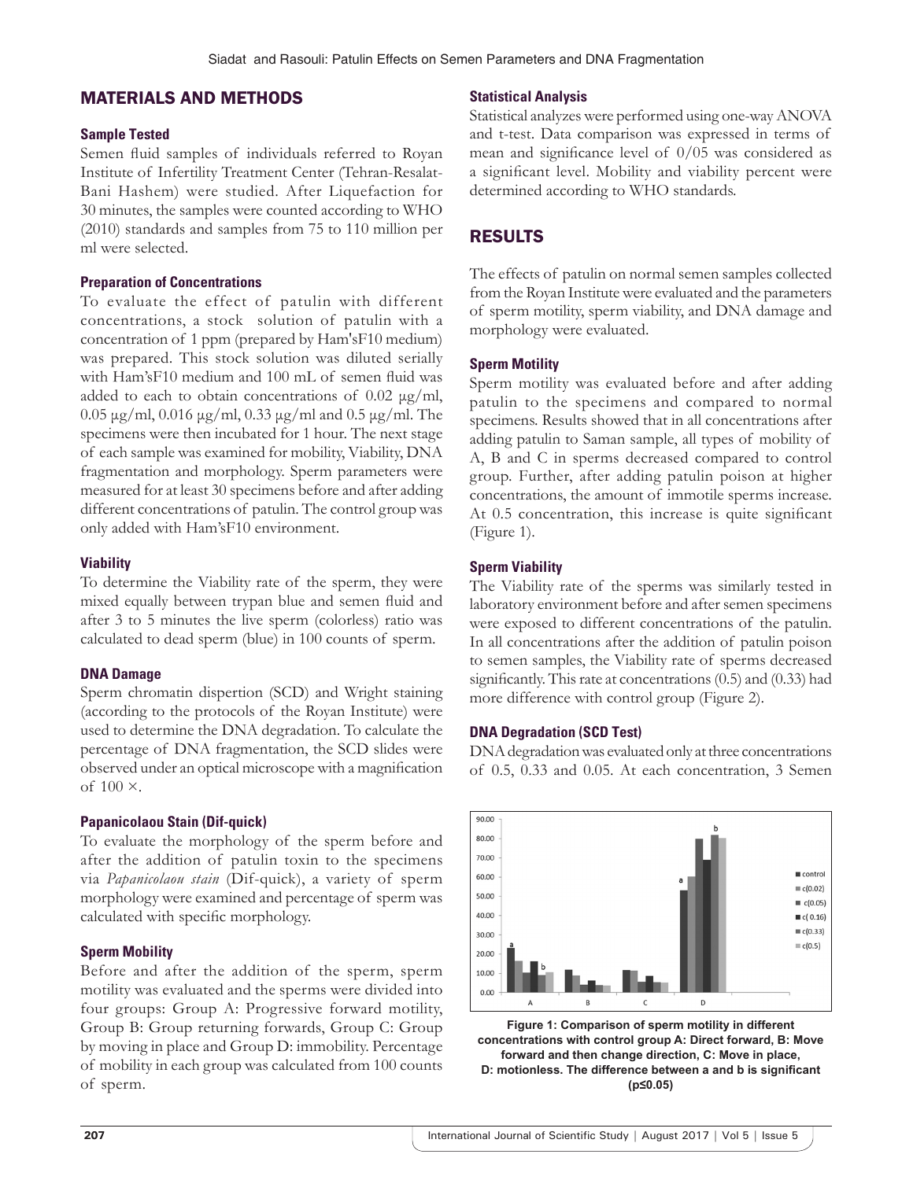## MATERIALS AND METHODS

### Sample Tested

Semen fluid samples of individuals referred to Royan Institute of Infertility Treatment Center (Tehran-Resalat-Bani Hashem) were studied. After Liquefaction for 30 minutes, the samples were counted according to WHO (2010) standards and samples from 75 to 110 million per ml were selected.

### Preparation of Concentrations

To evaluate the effect of patulin with different concentrations, a stock solution of patulin with a concentration of 1 ppm (prepared by Ham'sF10 medium) was prepared. This stock solution was diluted serially with Ham'sF10 medium and 100 mL of semen fluid was added to each to obtain concentrations of 0.02 µg/ml, 0.05 µg/ml, 0.016 µg/ml, 0.33 µg/ml and 0.5 µg/ml. The specimens were then incubated for 1 hour. The next stage of each sample was examined for mobility, Viability, DNA fragmentation and morphology. Sperm parameters were measured for at least 30 specimens before and after adding different concentrations of patulin. The control group was only added with Ham'sF10 environment.

### Viability

To determine the Viability rate of the sperm, they were mixed equally between trypan blue and semen fluid and after 3 to 5 minutes the live sperm (colorless) ratio was calculated to dead sperm (blue) in 100 counts of sperm.

### DNA Damage

Sperm chromatin dispertion (SCD) and Wright staining (according to the protocols of the Royan Institute) were used to determine the DNA degradation. To calculate the percentage of DNA fragmentation, the SCD slides were observed under an optical microscope with a magnification of 100 ×.

### Papanicolaou Stain (Dif-quick)

To evaluate the morphology of the sperm before and after the addition of patulin toxin to the specimens via *Papanicolaou stain* (Dif-quick), a variety of sperm morphology were examined and percentage of sperm was calculated with specific morphology.

### Sperm Mobility

Before and after the addition of the sperm, sperm motility was evaluated and the sperms were divided into four groups: Group A: Progressive forward motility, Group B: Group returning forwards, Group C: Group by moving in place and Group D: immobility. Percentage of mobility in each group was calculated from 100 counts of sperm.

### Statistical Analysis

Statistical analyzes were performed using one-way ANOVA and t-test. Data comparison was expressed in terms of mean and significance level of 0/05 was considered as a significant level. Mobility and viability percent were determined according to WHO standards.

## RESULTS

The effects of patulin on normal semen samples collected from the Royan Institute were evaluated and the parameters of sperm motility, sperm viability, and DNA damage and morphology were evaluated.

### Sperm Motility

Sperm motility was evaluated before and after adding patulin to the specimens and compared to normal specimens. Results showed that in all concentrations after adding patulin to Saman sample, all types of mobility of A, B and C in sperms decreased compared to control group. Further, after adding patulin poison at higher concentrations, the amount of immotile sperms increase. At 0.5 concentration, this increase is quite significant (Figure 1).

### Sperm Viability

The Viability rate of the sperms was similarly tested in laboratory environment before and after semen specimens were exposed to different concentrations of the patulin. In all concentrations after the addition of patulin poison to semen samples, the Viability rate of sperms decreased significantly. This rate at concentrations (0.5) and (0.33) had more difference with control group (Figure 2).

### DNA Degradation (SCD Test)

DNA degradation was evaluated only at three concentrations of 0.5, 0.33 and 0.05. At each concentration, 3 Semen

**Figure 1: Comparison of sperm motility in different concentrations with control group A: Direct forward, B: Move forward and then change direction, C: Move in place, D: motionless. The difference between a and b is significant ($p \leq 0.05$)**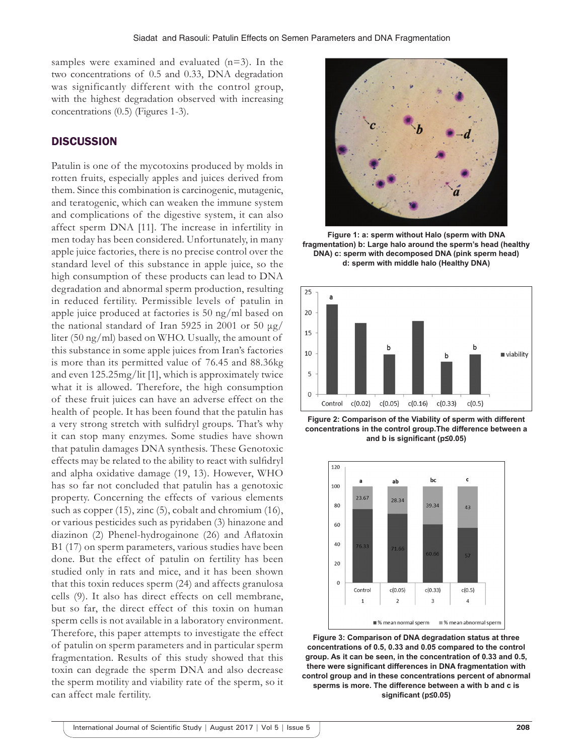samples were examined and evaluated (n=3). In the two concentrations of 0.5 and 0.33, DNA degradation was significantly different with the control group, with the highest degradation observed with increasing concentrations (0.5) (Figures 1-3).

## DISCUSSION

Patulin is one of the mycotoxins produced by molds in rotten fruits, especially apples and juices derived from them. Since this combination is carcinogenic, mutagenic, and teratogenic, which can weaken the immune system and complications of the digestive system, it can also affect sperm DNA [11]. The increase in infertility in men today has been considered. Unfortunately, in many apple juice factories, there is no precise control over the standard level of this substance in apple juice, so the high consumption of these products can lead to DNA degradation and abnormal sperm production, resulting in reduced fertility. Permissible levels of patulin in apple juice produced at factories is 50 ng/ml based on the national standard of Iran 5925 in 2001 or 50 µg/liter (50 ng/ml) based on WHO. Usually, the amount of this substance in some apple juices from Iran's factories is more than its permitted value of 76.45 and 88.36kg and even 125.25mg/lit [1], which is approximately twice what it is allowed. Therefore, the high consumption of these fruit juices can have an adverse effect on the health of people. It has been found that the patulin has a very strong stretch with sulfidryl groups. That's why it can stop many enzymes. Some studies have shown that patulin damages DNA synthesis. These Genotoxic effects may be related to the ability to react with sulfidryl and alpha oxidative damage (19, 13). However, WHO has so far not concluded that patulin has a genotoxic property. Concerning the effects of various elements such as copper (15), zinc (5), cobalt and chromium (16), or various pesticides such as pyridaben (3) hinazone and diazinon (2) Phenel-hydrogainone (26) and Aflatoxin B1 (17) on sperm parameters, various studies have been done. But the effect of patulin on fertility has been studied only in rats and mice, and it has been shown that this toxin reduces sperm (24) and affects granulosa cells (9). It also has direct effects on cell membrane, but so far, the direct effect of this toxin on human sperm cells is not available in a laboratory environment. Therefore, this paper attempts to investigate the effect of patulin on sperm parameters and in particular sperm fragmentation. Results of this study showed that this toxin can degrade the sperm DNA and also decrease the sperm motility and viability rate of the sperm, so it can affect male fertility.

**Figure 1: a: sperm without Halo (sperm with DNA fragmentation) b: Large halo around the sperm's head (healthy DNA) c: sperm with decomposed DNA (pink sperm head) d: sperm with middle halo (Healthy DNA)**

**Figure 2: Comparison of the Viability of sperm with different concentrations in the control group.The difference between a and b is significant (p≤0.05)**

**Figure 3: Comparison of DNA degradation status at three concentrations of 0.5, 0.33 and 0.05 compared to the control group. As it can be seen, in the concentration of 0.33 and 0.5, there were significant differences in DNA fragmentation with control group and in these concentrations percent of abnormal sperms is more. The difference between a with b and c is significant (p≤0.05)**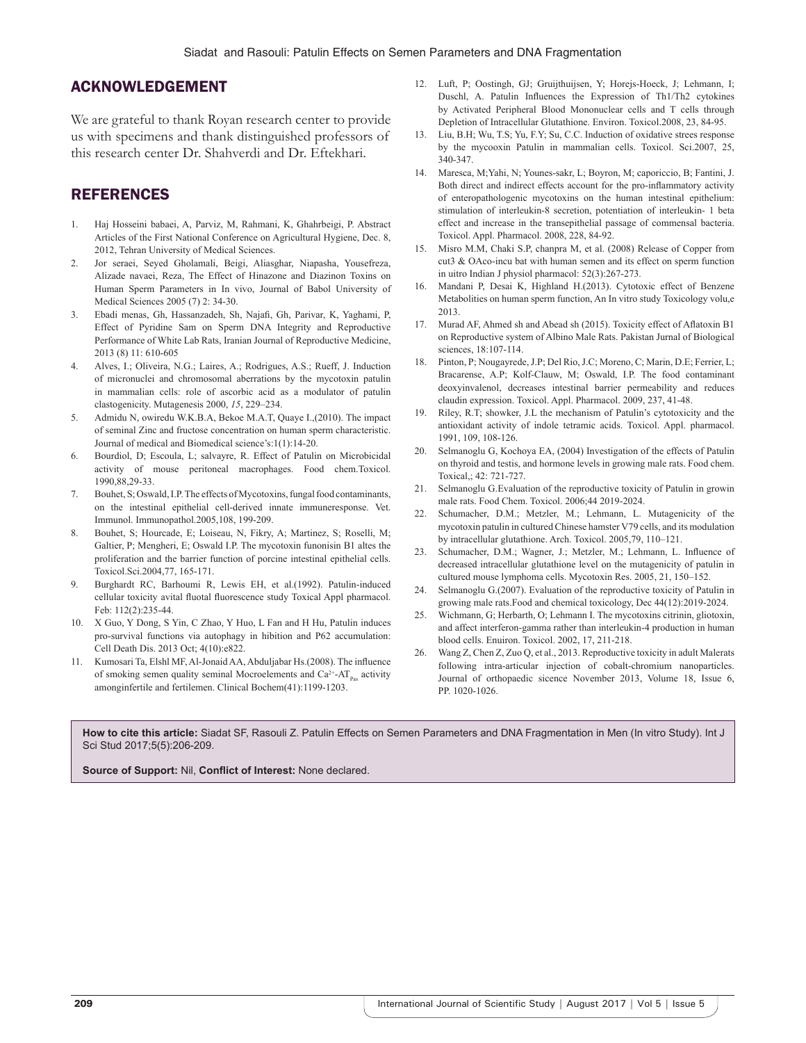## ACKNOWLEDGEMENT

We are grateful to thank Royan research center to provide us with specimens and thank distinguished professors of this research center Dr. Shahverdi and Dr. Eftekhari.

## REFERENCES

1. Haj Hosseini babaei, A, Parviz, M, Rahmani, K, Ghahrbeigi, P. Abstract Articles of the First National Conference on Agricultural Hygiene, Dec. 8, 2012, Tehran University of Medical Sciences.
2. Jor seraei, Seyed Gholamali, Beigi, Aliasghar, Niapasha, Yousefreza, Alizade navaei, Reza, The Effect of Hinazone and Diazinon Toxins on Human Sperm Parameters in In vivo, Journal of Babol University of Medical Sciences 2005 (7) 2: 34-30.
3. Ebadi menas, Gh, Hassanzadeh, Sh, Najafi, Gh, Parivar, K, Yaghami, P, Effect of Pyridine Sam on Sperm DNA Integrity and Reproductive Performance of White Lab Rats, Iranian Journal of Reproductive Medicine, 2013 (8) 11: 610-605
4. Alves, I.; Oliveira, N.G.; Laires, A.; Rodrigues, A.S.; Rueff, J. Induction of micronuclei and chromosomal aberrations by the mycotoxin patulin in mammalian cells: role of ascorbic acid as a modulator of patulin clastogenicity. Mutagenesis 2000, *15*, 229–234.
5. Admidu N, owiredu W.K.B.A, Bekoe M.A.T, Quaye I.,(2010). The impact of seminal Zinc and fructose concentration on human sperm characteristic. Journal of medical and Biomedical science's:1(1):14-20.
6. Bourdiol, D; Escoula, L; salvayre, R. Effect of Patulin on Microbicidal activity of mouse peritoneal macrophages. Food chem.Toxicol. 1990,88,29-33.
7. Bouhet, S; Oswald, I.P. The effects of Mycotoxins, fungal food contaminants, on the intestinal epithelial cell-derived innate immuneresponse. Vet. Immunol. Immunopathol.2005,108, 199-209.
8. Bouhet, S; Hourcade, E; Loiseau, N, Fikry, A; Martinez, S; Roselli, M; Galtier, P; Mengheri, E; Oswald I.P. The mycotoxin funonisin B1 altes the proliferation and the barrier function of porcine intestinal epithelial cells. Toxicol.Sci.2004,77, 165-171.
9. Burghardt RC, Barhoumi R, Lewis EH, et al.(1992). Patulin-induced cellular toxicity avital fluotal fluorescence study Toxical Appl pharmacol. Feb: 112(2):235-44.
10. X Guo, Y Dong, S Yin, C Zhao, Y Huo, L Fan and H Hu, Patulin induces pro-survival functions via autophagy in hibition and P62 accumulation: Cell Death Dis. 2013 Oct; 4(10):e822.
11. Kumosari Ta, Elshl MF, Al-Jonaid AA, Abduljabar Hs.(2008). The influence of smoking semen quality seminal Mocroelements and $Ca^{2+}$-$AT_{Pas}$ activity amonginfertile and fertilemen. Clinical Bochem(41):1199-1203.
12. Luft, P; Oostingh, GJ; Gruijthuijsen, Y; Horejs-Hoeck, J; Lehmann, I; Duschl, A. Patulin Influences the Expression of Th1/Th2 cytokines by Activated Peripheral Blood Mononuclear cells and T cells through Depletion of Intracellular Glutathione. Environ. Toxicol.2008, 23, 84-95.
13. Liu, B.H; Wu, T.S; Yu, F.Y; Su, C.C. Induction of oxidative strees response by the mycooxin Patulin in mammalian cells. Toxicol. Sci.2007, 25, 340-347.
14. Maresca, M;Yahi, N; Younes-sakr, L; Boyron, M; caporiccio, B; Fantini, J. Both direct and indirect effects account for the pro-inflammatory activity of enteropathogenic mycotoxins on the human intestinal epithelium: stimulation of interleukin-8 secretion, potentiation of interleukin- 1 beta effect and increase in the transepithelial passage of commensal bacteria. Toxicol. Appl. Pharmacol. 2008, 228, 84-92.
15. Misro M.M, Chaki S.P, chanpra M, et al. (2008) Release of Copper from cut3 & OAco-incu bat with human semen and its effect on sperm function in uitro Indian J physiol pharmacol: 52(3):267-273.
16. Mandani P, Desai K, Highland H.(2013). Cytotoxic effect of Benzene Metabolities on human sperm function, An In vitro study Toxicology volu,e 2013.
17. Murad AF, Ahmed sh and Abead sh (2015). Toxicity effect of Aflatoxin B1 on Reproductive system of Albino Male Rats. Pakistan Jurnal of Biological sciences, 18:107-114.
18. Pinton, P; Nougayrede, J.P; Del Rio, J.C; Moreno, C; Marin, D.E; Ferrier, L; Bracarense, A.P; Kolf-Clauw, M; Oswald, I.P. The food contaminant deoxyinvalenol, decreases intestinal barrier permeability and reduces claudin expression. Toxicol. Appl. Pharmacol. 2009, 237, 41-48.
19. Riley, R.T; showker, J.L the mechanism of Patulin's cytotoxicity and the antioxidant activity of indole tetramic acids. Toxicol. Appl. pharmacol. 1991, 109, 108-126.
20. Selmanoglu G, Kochoya EA, (2004) Investigation of the effects of Patulin on thyroid and testis, and hormone levels in growing male rats. Food chem. Toxical,; 42: 721-727.
21. Selmanoglu G.Evaluation of the reproductive toxicity of Patulin in growin male rats. Food Chem. Toxicol. 2006;44 2019-2024.
22. Schumacher, D.M.; Metzler, M.; Lehmann, L. Mutagenicity of the mycotoxin patulin in cultured Chinese hamster V79 cells, and its modulation by intracellular glutathione. Arch. Toxicol. 2005,79, 110–121.
23. Schumacher, D.M.; Wagner, J.; Metzler, M.; Lehmann, L. Influence of decreased intracellular glutathione level on the mutagenicity of patulin in cultured mouse lymphoma cells. Mycotoxin Res. 2005, 21, 150–152.
24. Selmanoglu G.(2007). Evaluation of the reproductive toxicity of Patulin in growing male rats.Food and chemical toxicology, Dec 44(12):2019-2024.
25. Wichmann, G; Herbarth, O; Lehmann I. The mycotoxins citrinin, gliotoxin, and affect interferon-gamma rather than interleukin-4 production in human blood cells. Enuiron. Toxicol. 2002, 17, 211-218.
26. Wang Z, Chen Z, Zuo Q, et al., 2013. Reproductive toxicity in adult Malerats following intra-articular injection of cobalt-chromium nanoparticles. Journal of orthopaedic sicence November 2013, Volume 18, Issue 6, PP. 1020-1026.

**How to cite this article:** Siadat SF, Rasouli Z. Patulin Effects on Semen Parameters and DNA Fragmentation in Men (In vitro Study). Int J Sci Stud 2017;5(5):206-209.

**Source of Support:** Nil, **Conflict of Interest:** None declared.